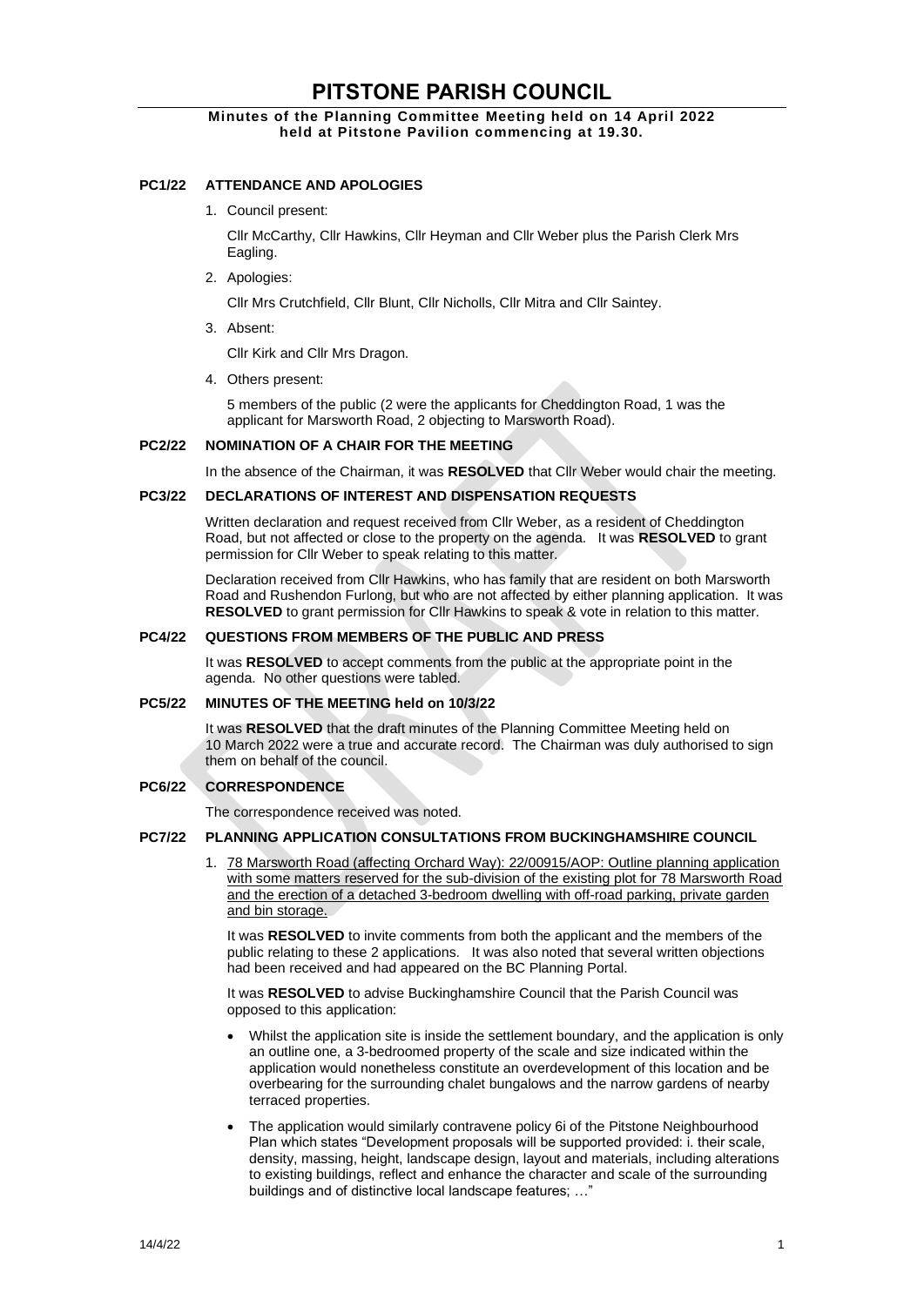# PITSTONE PARISH COUNCIL

**Minutes of the Planning Committee Meeting held on 14 April 2022 held at Pitstone Pavilion commencing at 19.30.**

## PC1/22 ATTENDANCE AND APOLOGIES

1. Council present:

   Cllr McCarthy, Cllr Hawkins, Cllr Heyman and Cllr Weber plus the Parish Clerk Mrs Eagling.

2. Apologies:

   Cllr Mrs Crutchfield, Cllr Blunt, Cllr Nicholls, Cllr Mitra and Cllr Saintey.

3. Absent:

   Cllr Kirk and Cllr Mrs Dragon.

4. Others present:

   5 members of the public (2 were the applicants for Cheddington Road, 1 was the applicant for Marsworth Road, 2 objecting to Marsworth Road).

## PC2/22 NOMINATION OF A CHAIR FOR THE MEETING

In the absence of the Chairman, it was **RESOLVED** that Cllr Weber would chair the meeting.

## PC3/22 DECLARATIONS OF INTEREST AND DISPENSATION REQUESTS

Written declaration and request received from Cllr Weber, as a resident of Cheddington Road, but not affected or close to the property on the agenda. It was **RESOLVED** to grant permission for Cllr Weber to speak relating to this matter.

Declaration received from Cllr Hawkins, who has family that are resident on both Marsworth Road and Rushendon Furlong, but who are not affected by either planning application. It was **RESOLVED** to grant permission for Cllr Hawkins to speak & vote in relation to this matter.

## PC4/22 QUESTIONS FROM MEMBERS OF THE PUBLIC AND PRESS

It was **RESOLVED** to accept comments from the public at the appropriate point in the agenda. No other questions were tabled.

## PC5/22 MINUTES OF THE MEETING held on 10/3/22

It was **RESOLVED** that the draft minutes of the Planning Committee Meeting held on 10 March 2022 were a true and accurate record. The Chairman was duly authorised to sign them on behalf of the council.

## PC6/22 CORRESPONDENCE

The correspondence received was noted.

## PC7/22 PLANNING APPLICATION CONSULTATIONS FROM BUCKINGHAMSHIRE COUNCIL

1. 78 Marsworth Road (affecting Orchard Way): 22/00915/AOP: Outline planning application with some matters reserved for the sub-division of the existing plot for 78 Marsworth Road and the erection of a detached 3-bedroom dwelling with off-road parking, private garden and bin storage.

   It was **RESOLVED** to invite comments from both the applicant and the members of the public relating to these 2 applications. It was also noted that several written objections had been received and had appeared on the BC Planning Portal.

   It was **RESOLVED** to advise Buckinghamshire Council that the Parish Council was opposed to this application:

   - Whilst the application site is inside the settlement boundary, and the application is only an outline one, a 3-bedroomed property of the scale and size indicated within the application would nonetheless constitute an overdevelopment of this location and be overbearing for the surrounding chalet bungalows and the narrow gardens of nearby terraced properties.
   - The application would similarly contravene policy 6i of the Pitstone Neighbourhood Plan which states "Development proposals will be supported provided: i. their scale, density, massing, height, landscape design, layout and materials, including alterations to existing buildings, reflect and enhance the character and scale of the surrounding buildings and of distinctive local landscape features; …"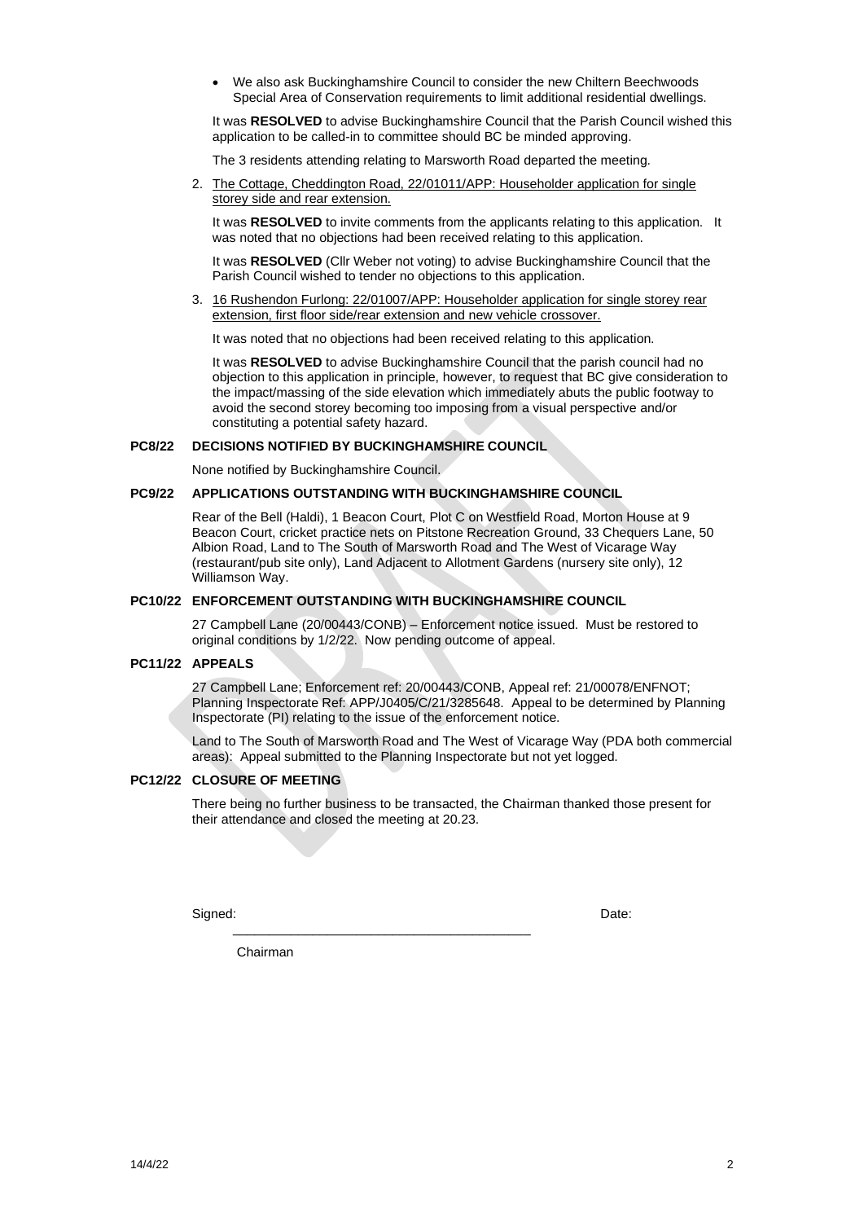- We also ask Buckinghamshire Council to consider the new Chiltern Beechwoods Special Area of Conservation requirements to limit additional residential dwellings.

It was **RESOLVED** to advise Buckinghamshire Council that the Parish Council wished this application to be called-in to committee should BC be minded approving.

The 3 residents attending relating to Marsworth Road departed the meeting.

2. The Cottage, Cheddington Road, 22/01011/APP: Householder application for single storey side and rear extension.

   It was **RESOLVED** to invite comments from the applicants relating to this application. It was noted that no objections had been received relating to this application.

   It was **RESOLVED** (Cllr Weber not voting) to advise Buckinghamshire Council that the Parish Council wished to tender no objections to this application.

3. 16 Rushendon Furlong: 22/01007/APP: Householder application for single storey rear extension, first floor side/rear extension and new vehicle crossover.

   It was noted that no objections had been received relating to this application.

   It was **RESOLVED** to advise Buckinghamshire Council that the parish council had no objection to this application in principle, however, to request that BC give consideration to the impact/massing of the side elevation which immediately abuts the public footway to avoid the second storey becoming too imposing from a visual perspective and/or constituting a potential safety hazard.

**PC8/22 DECISIONS NOTIFIED BY BUCKINGHAMSHIRE COUNCIL**

None notified by Buckinghamshire Council.

**PC9/22 APPLICATIONS OUTSTANDING WITH BUCKINGHAMSHIRE COUNCIL**

Rear of the Bell (Haldi), 1 Beacon Court, Plot C on Westfield Road, Morton House at 9 Beacon Court, cricket practice nets on Pitstone Recreation Ground, 33 Chequers Lane, 50 Albion Road, Land to The South of Marsworth Road and The West of Vicarage Way (restaurant/pub site only), Land Adjacent to Allotment Gardens (nursery site only), 12 Williamson Way.

**PC10/22 ENFORCEMENT OUTSTANDING WITH BUCKINGHAMSHIRE COUNCIL**

27 Campbell Lane (20/00443/CONB) – Enforcement notice issued. Must be restored to original conditions by 1/2/22. Now pending outcome of appeal.

**PC11/22 APPEALS**

27 Campbell Lane; Enforcement ref: 20/00443/CONB, Appeal ref: 21/00078/ENFNOT; Planning Inspectorate Ref: APP/J0405/C/21/3285648. Appeal to be determined by Planning Inspectorate (PI) relating to the issue of the enforcement notice.

Land to The South of Marsworth Road and The West of Vicarage Way (PDA both commercial areas): Appeal submitted to the Planning Inspectorate but not yet logged.

**PC12/22 CLOSURE OF MEETING**

There being no further business to be transacted, the Chairman thanked those present for their attendance and closed the meeting at 20.23.

Signed: \_\_\_\_\_\_\_\_\_\_\_\_\_\_\_\_\_\_\_\_\_\_\_\_\_\_\_\_\_\_\_\_\_\_\_\_\_\_\_\_ Date:

Chairman

14/4/22